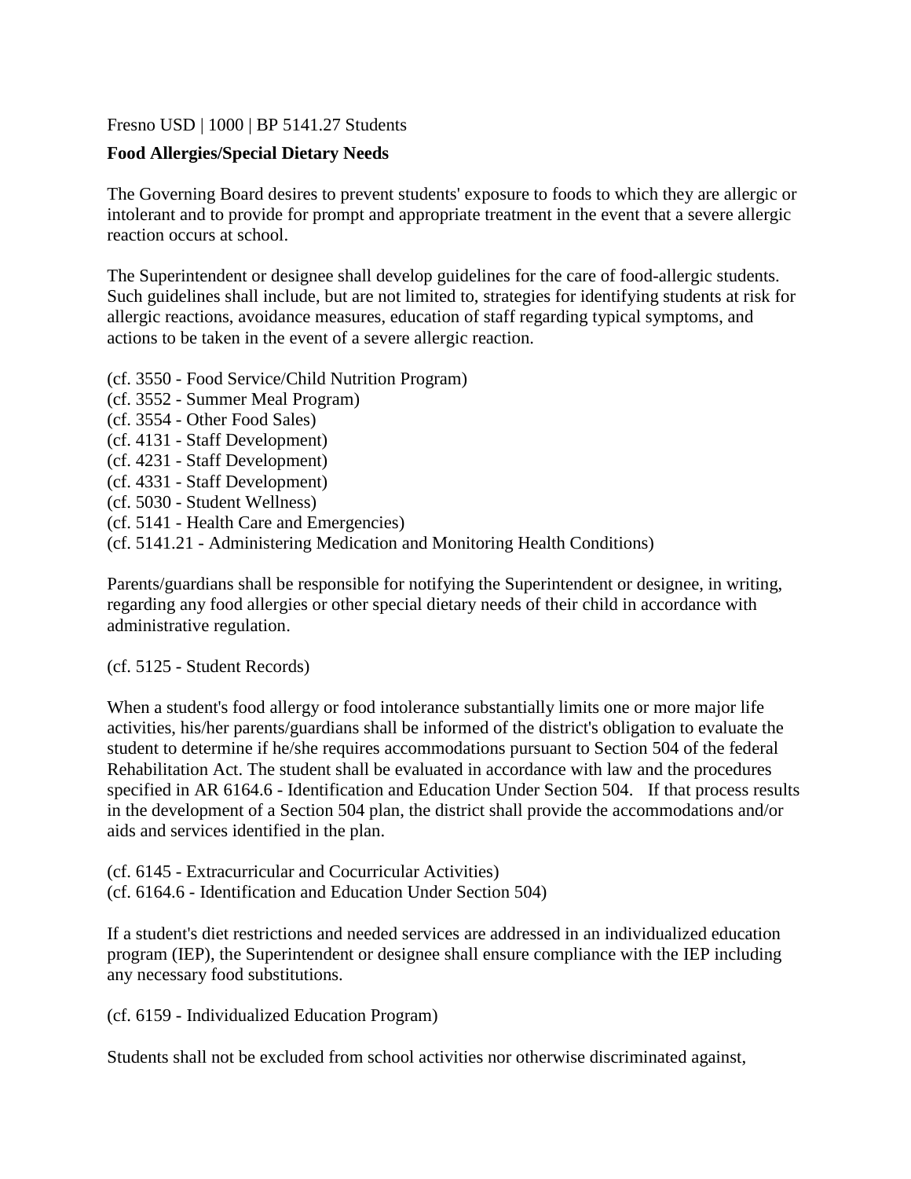Fresno USD | 1000 | BP 5141.27 Students

**Food Allergies/Special Dietary Needs**

The Governing Board desires to prevent students' exposure to foods to which they are allergic or intolerant and to provide for prompt and appropriate treatment in the event that a severe allergic reaction occurs at school.

The Superintendent or designee shall develop guidelines for the care of food-allergic students. Such guidelines shall include, but are not limited to, strategies for identifying students at risk for allergic reactions, avoidance measures, education of staff regarding typical symptoms, and actions to be taken in the event of a severe allergic reaction.

(cf. 3550 - Food Service/Child Nutrition Program)
(cf. 3552 - Summer Meal Program)
(cf. 3554 - Other Food Sales)
(cf. 4131 - Staff Development)
(cf. 4231 - Staff Development)
(cf. 4331 - Staff Development)
(cf. 5030 - Student Wellness)
(cf. 5141 - Health Care and Emergencies)
(cf. 5141.21 - Administering Medication and Monitoring Health Conditions)

Parents/guardians shall be responsible for notifying the Superintendent or designee, in writing, regarding any food allergies or other special dietary needs of their child in accordance with administrative regulation.

(cf. 5125 - Student Records)

When a student's food allergy or food intolerance substantially limits one or more major life activities, his/her parents/guardians shall be informed of the district's obligation to evaluate the student to determine if he/she requires accommodations pursuant to Section 504 of the federal Rehabilitation Act. The student shall be evaluated in accordance with law and the procedures specified in AR 6164.6 - Identification and Education Under Section 504. If that process results in the development of a Section 504 plan, the district shall provide the accommodations and/or aids and services identified in the plan.

(cf. 6145 - Extracurricular and Cocurricular Activities)
(cf. 6164.6 - Identification and Education Under Section 504)

If a student's diet restrictions and needed services are addressed in an individualized education program (IEP), the Superintendent or designee shall ensure compliance with the IEP including any necessary food substitutions.

(cf. 6159 - Individualized Education Program)

Students shall not be excluded from school activities nor otherwise discriminated against,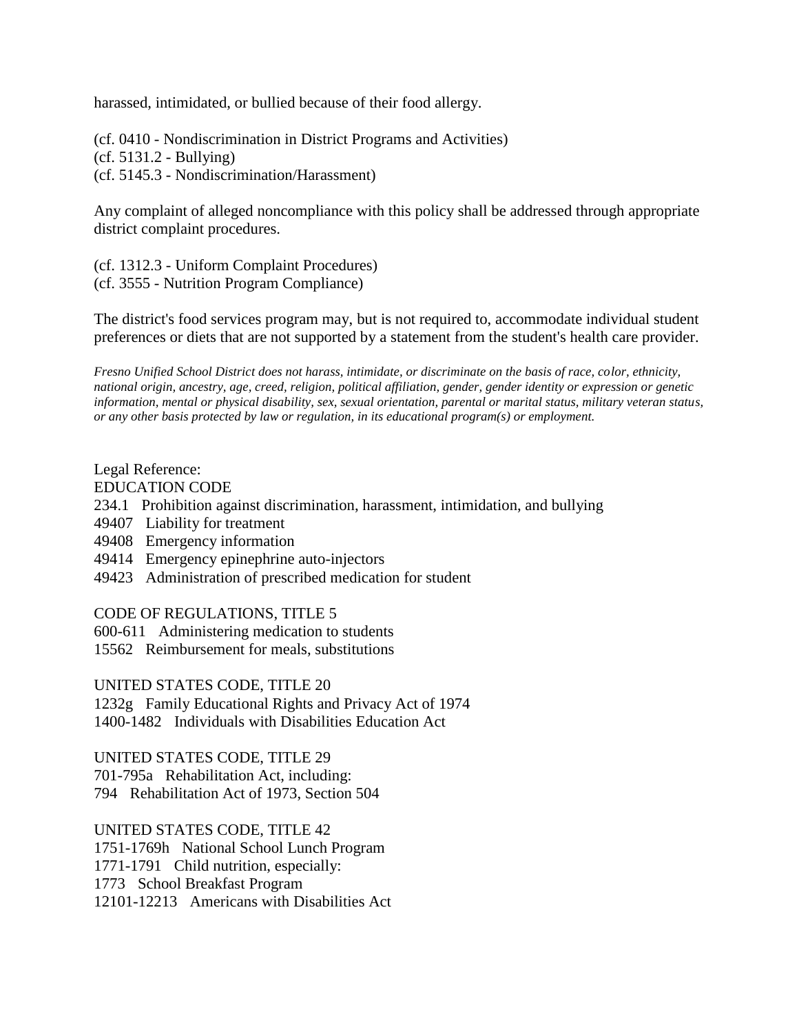harassed, intimidated, or bullied because of their food allergy.

(cf. 0410 - Nondiscrimination in District Programs and Activities)
(cf. 5131.2 - Bullying)
(cf. 5145.3 - Nondiscrimination/Harassment)

Any complaint of alleged noncompliance with this policy shall be addressed through appropriate district complaint procedures.

(cf. 1312.3 - Uniform Complaint Procedures)
(cf. 3555 - Nutrition Program Compliance)

The district's food services program may, but is not required to, accommodate individual student preferences or diets that are not supported by a statement from the student's health care provider.

*Fresno Unified School District does not harass, intimidate, or discriminate on the basis of race, color, ethnicity, national origin, ancestry, age, creed, religion, political affiliation, gender, gender identity or expression or genetic information, mental or physical disability, sex, sexual orientation, parental or marital status, military veteran status, or any other basis protected by law or regulation, in its educational program(s) or employment.*

Legal Reference:
EDUCATION CODE
234.1 Prohibition against discrimination, harassment, intimidation, and bullying
49407 Liability for treatment
49408 Emergency information
49414 Emergency epinephrine auto-injectors
49423 Administration of prescribed medication for student

CODE OF REGULATIONS, TITLE 5
600-611 Administering medication to students
15562 Reimbursement for meals, substitutions

UNITED STATES CODE, TITLE 20
1232g Family Educational Rights and Privacy Act of 1974
1400-1482 Individuals with Disabilities Education Act

UNITED STATES CODE, TITLE 29
701-795a Rehabilitation Act, including:
794 Rehabilitation Act of 1973, Section 504

UNITED STATES CODE, TITLE 42
1751-1769h National School Lunch Program
1771-1791 Child nutrition, especially:
1773 School Breakfast Program
12101-12213 Americans with Disabilities Act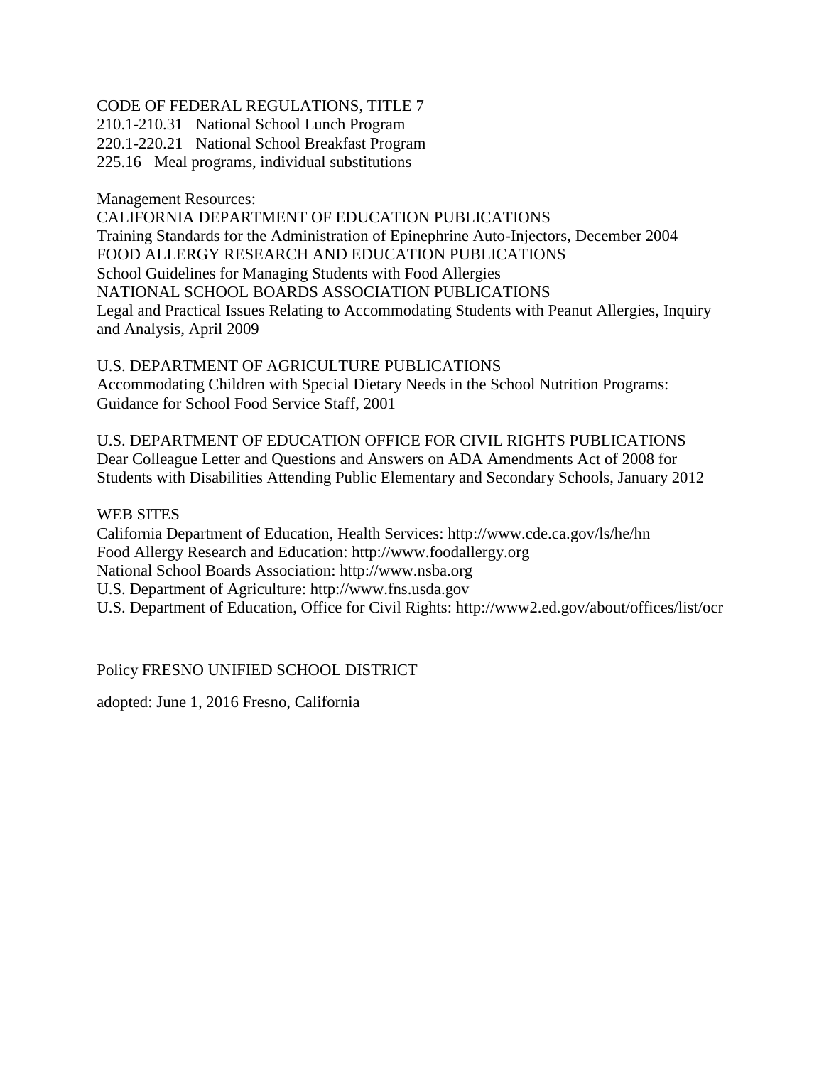CODE OF FEDERAL REGULATIONS, TITLE 7
210.1-210.31 National School Lunch Program
220.1-220.21 National School Breakfast Program
225.16 Meal programs, individual substitutions

Management Resources:
CALIFORNIA DEPARTMENT OF EDUCATION PUBLICATIONS
Training Standards for the Administration of Epinephrine Auto-Injectors, December 2004
FOOD ALLERGY RESEARCH AND EDUCATION PUBLICATIONS
School Guidelines for Managing Students with Food Allergies
NATIONAL SCHOOL BOARDS ASSOCIATION PUBLICATIONS
Legal and Practical Issues Relating to Accommodating Students with Peanut Allergies, Inquiry and Analysis, April 2009

U.S. DEPARTMENT OF AGRICULTURE PUBLICATIONS
Accommodating Children with Special Dietary Needs in the School Nutrition Programs: Guidance for School Food Service Staff, 2001

U.S. DEPARTMENT OF EDUCATION OFFICE FOR CIVIL RIGHTS PUBLICATIONS
Dear Colleague Letter and Questions and Answers on ADA Amendments Act of 2008 for Students with Disabilities Attending Public Elementary and Secondary Schools, January 2012

WEB SITES
California Department of Education, Health Services: http://www.cde.ca.gov/ls/he/hn
Food Allergy Research and Education: http://www.foodallergy.org
National School Boards Association: http://www.nsba.org
U.S. Department of Agriculture: http://www.fns.usda.gov
U.S. Department of Education, Office for Civil Rights: http://www2.ed.gov/about/offices/list/ocr

Policy FRESNO UNIFIED SCHOOL DISTRICT

adopted: June 1, 2016 Fresno, California